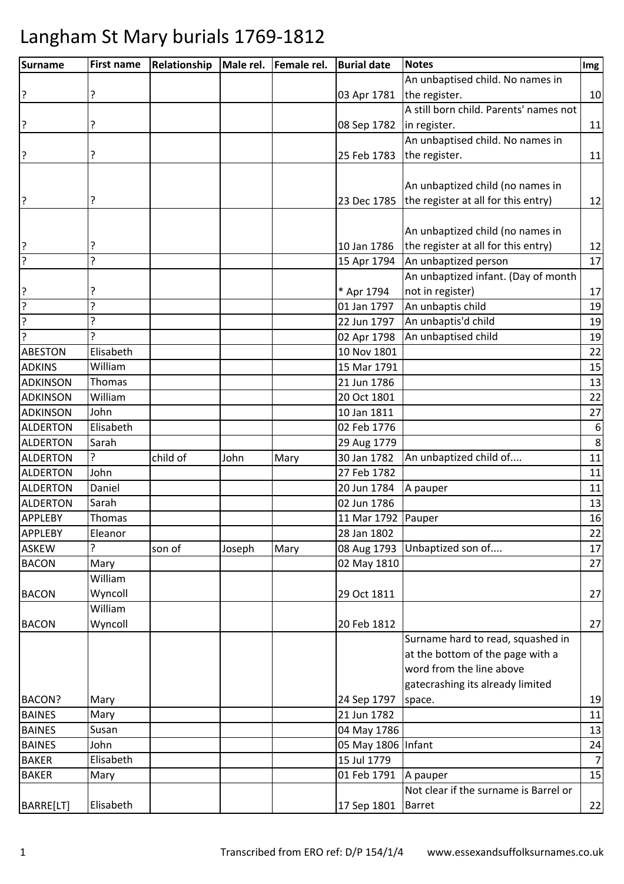# Langham St Mary burials 1769-1812

| Surname | First name | Relationship | Male rel. | Female rel. | Burial date | Notes | Img |
|---|---|---|---|---|---|---|---|
| ? | ? | | | | 03 Apr 1781 | An unbaptised child. No names in the register. | 10 |
| ? | ? | | | | 08 Sep 1782 | A still born child. Parents' names not in register. | 11 |
| ? | ? | | | | 25 Feb 1783 | An unbaptised child. No names in the register. | 11 |
| ? | ? | | | | 23 Dec 1785 | An unbaptized child (no names in the register at all for this entry) | 12 |
| ? | ? | | | | 10 Jan 1786 | An unbaptized child (no names in the register at all for this entry) | 12 |
| ? | ? | | | | 15 Apr 1794 | An unbaptized person | 17 |
| ? | ? | | | | * Apr 1794 | An unbaptized infant. (Day of month not in register) | 17 |
| ? | ? | | | | 01 Jan 1797 | An unbaptis child | 19 |
| ? | ? | | | | 22 Jun 1797 | An unbaptis'd child | 19 |
| ? | ? | | | | 02 Apr 1798 | An unbaptised child | 19 |
| ABESTON | Elisabeth | | | | 10 Nov 1801 | | 22 |
| ADKINS | William | | | | 15 Mar 1791 | | 15 |
| ADKINSON | Thomas | | | | 21 Jun 1786 | | 13 |
| ADKINSON | William | | | | 20 Oct 1801 | | 22 |
| ADKINSON | John | | | | 10 Jan 1811 | | 27 |
| ALDERTON | Elisabeth | | | | 02 Feb 1776 | | 6 |
| ALDERTON | Sarah | | | | 29 Aug 1779 | | 8 |
| ALDERTON | ? | child of | John | Mary | 30 Jan 1782 | An unbaptized child of.... | 11 |
| ALDERTON | John | | | | 27 Feb 1782 | | 11 |
| ALDERTON | Daniel | | | | 20 Jun 1784 | A pauper | 11 |
| ALDERTON | Sarah | | | | 02 Jun 1786 | | 13 |
| APPLEBY | Thomas | | | | 11 Mar 1792 | Pauper | 16 |
| APPLEBY | Eleanor | | | | 28 Jan 1802 | | 22 |
| ASKEW | ? | son of | Joseph | Mary | 08 Aug 1793 | Unbaptized son of.... | 17 |
| BACON | Mary | | | | 02 May 1810 | | 27 |
| BACON | William Wyncoll | | | | 29 Oct 1811 | | 27 |
| BACON | William Wyncoll | | | | 20 Feb 1812 | | 27 |
| BACON? | Mary | | | | 24 Sep 1797 | Surname hard to read, squashed in at the bottom of the page with a word from the line above gatecrashing its already limited space. | 19 |
| BAINES | Mary | | | | 21 Jun 1782 | | 11 |
| BAINES | Susan | | | | 04 May 1786 | | 13 |
| BAINES | John | | | | 05 May 1806 | Infant | 24 |
| BAKER | Elisabeth | | | | 15 Jul 1779 | | 7 |
| BAKER | Mary | | | | 01 Feb 1791 | A pauper | 15 |
| BARRE[LT] | Elisabeth | | | | 17 Sep 1801 | Not clear if the surname is Barrel or Barret | 22 |

Transcribed from ERO ref: D/P 154/1/4 www.essexandsuffolksurnames.co.uk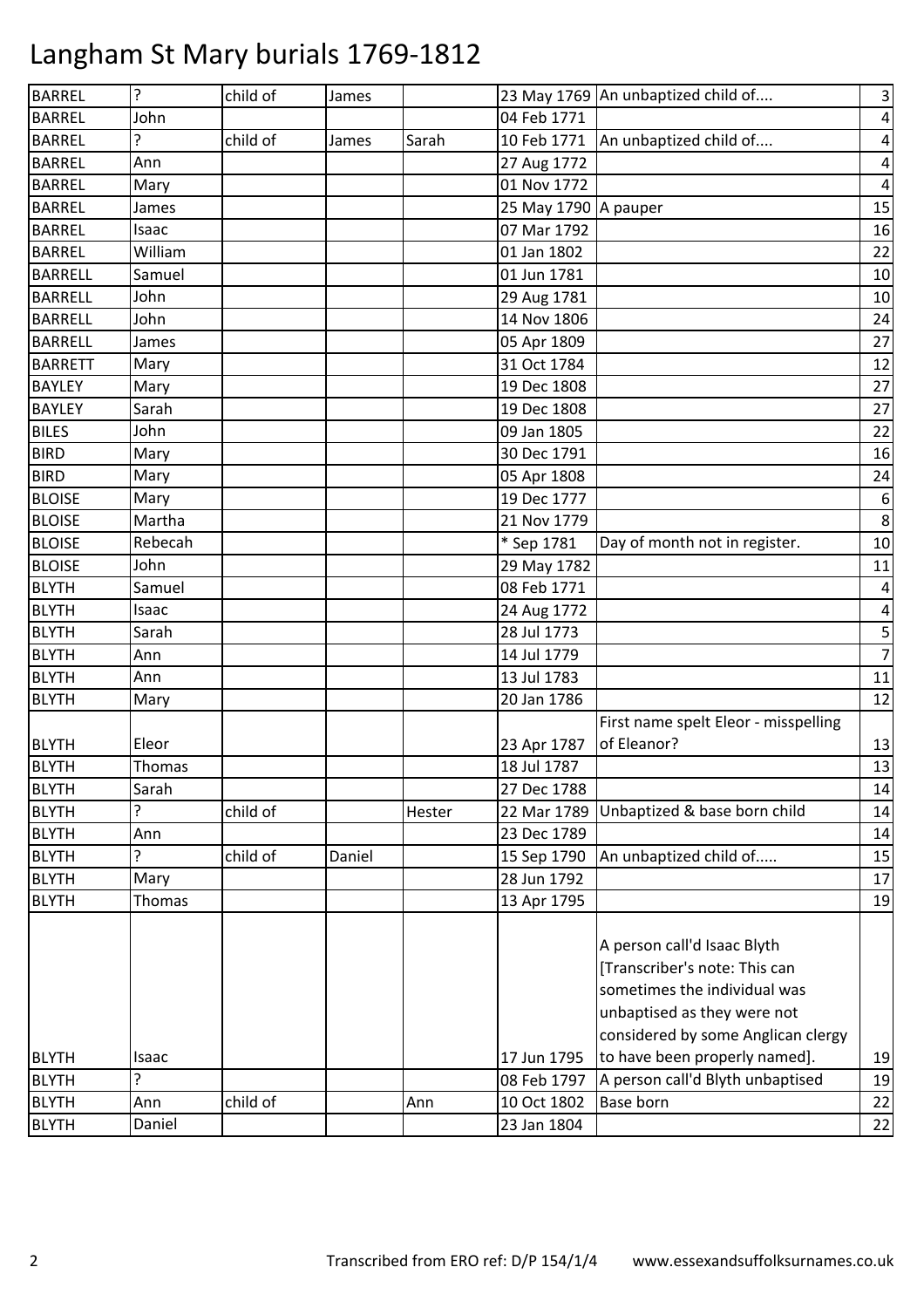# Langham St Mary burials 1769-1812

| | | | | | | | |
|---|---|---|---|---|---|---|---|
| BARREL | ? | child of | James | | 23 May 1769 | An unbaptized child of.... | 3 |
| BARREL | John | | | | 04 Feb 1771 | | 4 |
| BARREL | ? | child of | James | Sarah | 10 Feb 1771 | An unbaptized child of.... | 4 |
| BARREL | Ann | | | | 27 Aug 1772 | | 4 |
| BARREL | Mary | | | | 01 Nov 1772 | | 4 |
| BARREL | James | | | | 25 May 1790 | A pauper | 15 |
| BARREL | Isaac | | | | 07 Mar 1792 | | 16 |
| BARREL | William | | | | 01 Jan 1802 | | 22 |
| BARRELL | Samuel | | | | 01 Jun 1781 | | 10 |
| BARRELL | John | | | | 29 Aug 1781 | | 10 |
| BARRELL | John | | | | 14 Nov 1806 | | 24 |
| BARRELL | James | | | | 05 Apr 1809 | | 27 |
| BARRETT | Mary | | | | 31 Oct 1784 | | 12 |
| BAYLEY | Mary | | | | 19 Dec 1808 | | 27 |
| BAYLEY | Sarah | | | | 19 Dec 1808 | | 27 |
| BILES | John | | | | 09 Jan 1805 | | 22 |
| BIRD | Mary | | | | 30 Dec 1791 | | 16 |
| BIRD | Mary | | | | 05 Apr 1808 | | 24 |
| BLOISE | Mary | | | | 19 Dec 1777 | | 6 |
| BLOISE | Martha | | | | 21 Nov 1779 | | 8 |
| BLOISE | Rebecah | | | | * Sep 1781 | Day of month not in register. | 10 |
| BLOISE | John | | | | 29 May 1782 | | 11 |
| BLYTH | Samuel | | | | 08 Feb 1771 | | 4 |
| BLYTH | Isaac | | | | 24 Aug 1772 | | 4 |
| BLYTH | Sarah | | | | 28 Jul 1773 | | 5 |
| BLYTH | Ann | | | | 14 Jul 1779 | | 7 |
| BLYTH | Ann | | | | 13 Jul 1783 | | 11 |
| BLYTH | Mary | | | | 20 Jan 1786 | | 12 |
| BLYTH | Eleor | | | | 23 Apr 1787 | First name spelt Eleor - misspelling of Eleanor? | 13 |
| BLYTH | Thomas | | | | 18 Jul 1787 | | 13 |
| BLYTH | Sarah | | | | 27 Dec 1788 | | 14 |
| BLYTH | ? | child of | | Hester | 22 Mar 1789 | Unbaptized & base born child | 14 |
| BLYTH | Ann | | | | 23 Dec 1789 | | 14 |
| BLYTH | ? | child of | Daniel | | 15 Sep 1790 | An unbaptized child of..... | 15 |
| BLYTH | Mary | | | | 28 Jun 1792 | | 17 |
| BLYTH | Thomas | | | | 13 Apr 1795 | | 19 |
| BLYTH | Isaac | | | | 17 Jun 1795 | A person call'd Isaac Blyth [Transcriber's note: This can sometimes the individual was unbaptised as they were not considered by some Anglican clergy to have been properly named]. | 19 |
| BLYTH | ? | | | | 08 Feb 1797 | A person call'd Blyth unbaptised | 19 |
| BLYTH | Ann | child of | | Ann | 10 Oct 1802 | Base born | 22 |
| BLYTH | Daniel | | | | 23 Jan 1804 | | 22 |

Transcribed from ERO ref: D/P 154/1/4 www.essexandsuffolksurnames.co.uk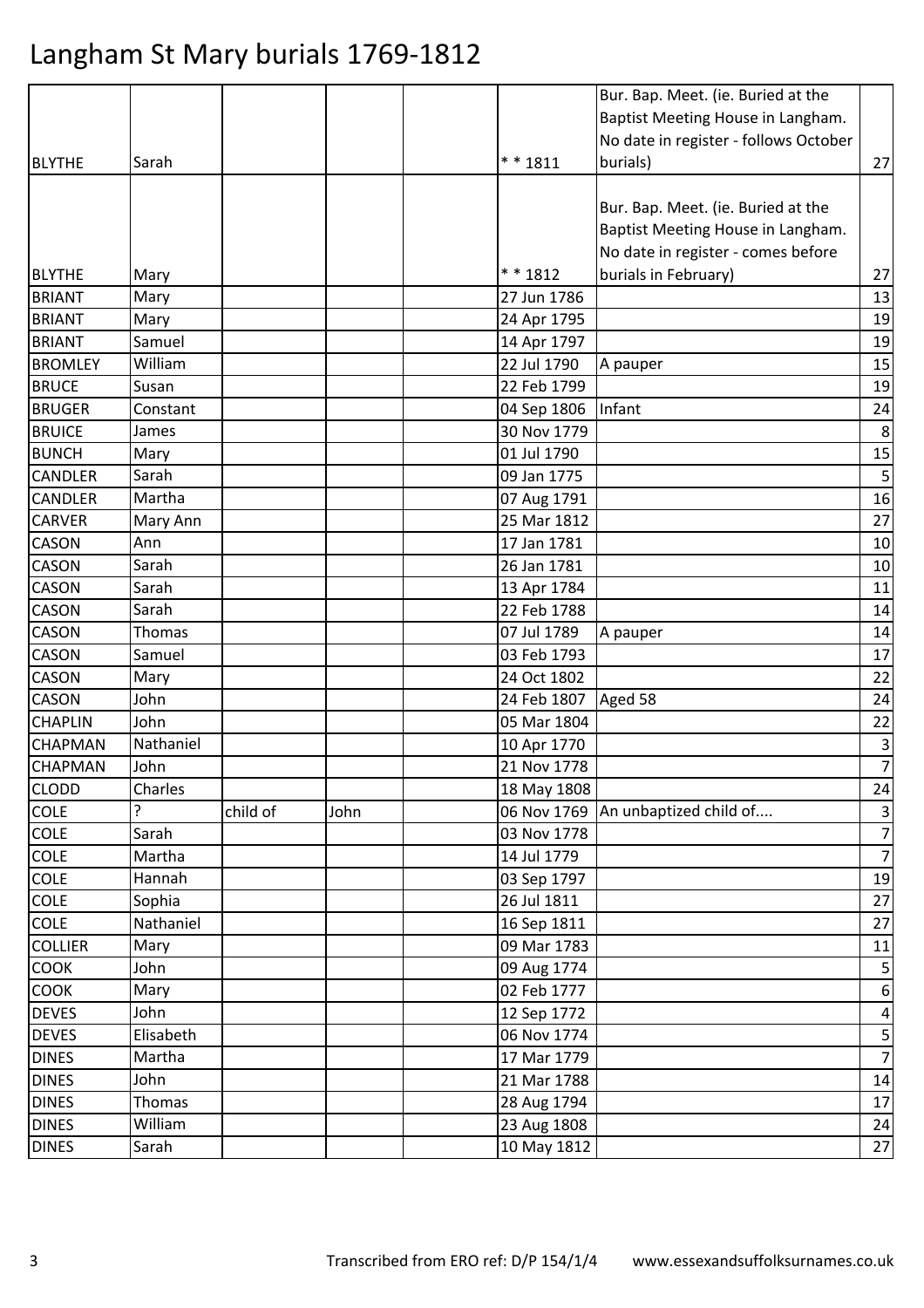# Langham St Mary burials 1769-1812

| | | | | | | | |
|---|---|---|---|---|---|---|---|
| BLYTHE | Sarah | | | | * * 1811 | Bur. Bap. Meet. (ie. Buried at the Baptist Meeting House in Langham. No date in register - follows October burials) | 27 |
| BLYTHE | Mary | | | | * * 1812 | Bur. Bap. Meet. (ie. Buried at the Baptist Meeting House in Langham. No date in register - comes before burials in February) | 27 |
| BRIANT | Mary | | | | 27 Jun 1786 | | 13 |
| BRIANT | Mary | | | | 24 Apr 1795 | | 19 |
| BRIANT | Samuel | | | | 14 Apr 1797 | | 19 |
| BROMLEY | William | | | | 22 Jul 1790 | A pauper | 15 |
| BRUCE | Susan | | | | 22 Feb 1799 | | 19 |
| BRUGER | Constant | | | | 04 Sep 1806 | Infant | 24 |
| BRUICE | James | | | | 30 Nov 1779 | | 8 |
| BUNCH | Mary | | | | 01 Jul 1790 | | 15 |
| CANDLER | Sarah | | | | 09 Jan 1775 | | 5 |
| CANDLER | Martha | | | | 07 Aug 1791 | | 16 |
| CARVER | Mary Ann | | | | 25 Mar 1812 | | 27 |
| CASON | Ann | | | | 17 Jan 1781 | | 10 |
| CASON | Sarah | | | | 26 Jan 1781 | | 10 |
| CASON | Sarah | | | | 13 Apr 1784 | | 11 |
| CASON | Sarah | | | | 22 Feb 1788 | | 14 |
| CASON | Thomas | | | | 07 Jul 1789 | A pauper | 14 |
| CASON | Samuel | | | | 03 Feb 1793 | | 17 |
| CASON | Mary | | | | 24 Oct 1802 | | 22 |
| CASON | John | | | | 24 Feb 1807 | Aged 58 | 24 |
| CHAPLIN | John | | | | 05 Mar 1804 | | 22 |
| CHAPMAN | Nathaniel | | | | 10 Apr 1770 | | 3 |
| CHAPMAN | John | | | | 21 Nov 1778 | | 7 |
| CLODD | Charles | | | | 18 May 1808 | | 24 |
| COLE | ? | child of | John | | 06 Nov 1769 | An unbaptized child of.... | 3 |
| COLE | Sarah | | | | 03 Nov 1778 | | 7 |
| COLE | Martha | | | | 14 Jul 1779 | | 7 |
| COLE | Hannah | | | | 03 Sep 1797 | | 19 |
| COLE | Sophia | | | | 26 Jul 1811 | | 27 |
| COLE | Nathaniel | | | | 16 Sep 1811 | | 27 |
| COLLIER | Mary | | | | 09 Mar 1783 | | 11 |
| COOK | John | | | | 09 Aug 1774 | | 5 |
| COOK | Mary | | | | 02 Feb 1777 | | 6 |
| DEVES | John | | | | 12 Sep 1772 | | 4 |
| DEVES | Elisabeth | | | | 06 Nov 1774 | | 5 |
| DINES | Martha | | | | 17 Mar 1779 | | 7 |
| DINES | John | | | | 21 Mar 1788 | | 14 |
| DINES | Thomas | | | | 28 Aug 1794 | | 17 |
| DINES | William | | | | 23 Aug 1808 | | 24 |
| DINES | Sarah | | | | 10 May 1812 | | 27 |

Transcribed from ERO ref: D/P 154/1/4 www.essexandsuffolksurnames.co.uk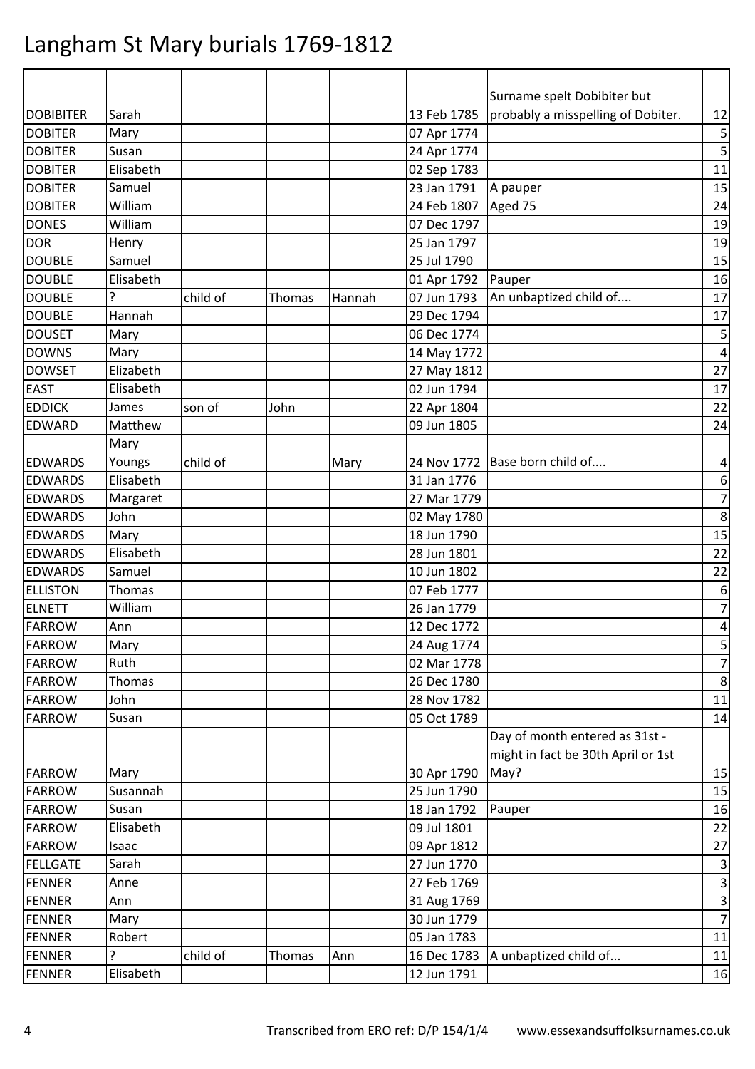# Langham St Mary burials 1769-1812

| | | | | | | | |
|---|---|---|---|---|---|---|---|
| DOBIBITER | Sarah | | | | 13 Feb 1785 | Surname spelt Dobibiter but probably a misspelling of Dobiter. | 12 |
| DOBITER | Mary | | | | 07 Apr 1774 | | 5 |
| DOBITER | Susan | | | | 24 Apr 1774 | | 5 |
| DOBITER | Elisabeth | | | | 02 Sep 1783 | | 11 |
| DOBITER | Samuel | | | | 23 Jan 1791 | A pauper | 15 |
| DOBITER | William | | | | 24 Feb 1807 | Aged 75 | 24 |
| DONES | William | | | | 07 Dec 1797 | | 19 |
| DOR | Henry | | | | 25 Jan 1797 | | 19 |
| DOUBLE | Samuel | | | | 25 Jul 1790 | | 15 |
| DOUBLE | Elisabeth | | | | 01 Apr 1792 | Pauper | 16 |
| DOUBLE | ? | child of | Thomas | Hannah | 07 Jun 1793 | An unbaptized child of.... | 17 |
| DOUBLE | Hannah | | | | 29 Dec 1794 | | 17 |
| DOUSET | Mary | | | | 06 Dec 1774 | | 5 |
| DOWNS | Mary | | | | 14 May 1772 | | 4 |
| DOWSET | Elizabeth | | | | 27 May 1812 | | 27 |
| EAST | Elisabeth | | | | 02 Jun 1794 | | 17 |
| EDDICK | James | son of | John | | 22 Apr 1804 | | 22 |
| EDWARD | Matthew | | | | 09 Jun 1805 | | 24 |
| EDWARDS | Mary Youngs | child of | | Mary | 24 Nov 1772 | Base born child of.... | 4 |
| EDWARDS | Elisabeth | | | | 31 Jan 1776 | | 6 |
| EDWARDS | Margaret | | | | 27 Mar 1779 | | 7 |
| EDWARDS | John | | | | 02 May 1780 | | 8 |
| EDWARDS | Mary | | | | 18 Jun 1790 | | 15 |
| EDWARDS | Elisabeth | | | | 28 Jun 1801 | | 22 |
| EDWARDS | Samuel | | | | 10 Jun 1802 | | 22 |
| ELLISTON | Thomas | | | | 07 Feb 1777 | | 6 |
| ELNETT | William | | | | 26 Jan 1779 | | 7 |
| FARROW | Ann | | | | 12 Dec 1772 | | 4 |
| FARROW | Mary | | | | 24 Aug 1774 | | 5 |
| FARROW | Ruth | | | | 02 Mar 1778 | | 7 |
| FARROW | Thomas | | | | 26 Dec 1780 | | 8 |
| FARROW | John | | | | 28 Nov 1782 | | 11 |
| FARROW | Susan | | | | 05 Oct 1789 | | 14 |
| FARROW | Mary | | | | 30 Apr 1790 | Day of month entered as 31st - might in fact be 30th April or 1st May? | 15 |
| FARROW | Susannah | | | | 25 Jun 1790 | | 15 |
| FARROW | Susan | | | | 18 Jan 1792 | Pauper | 16 |
| FARROW | Elisabeth | | | | 09 Jul 1801 | | 22 |
| FARROW | Isaac | | | | 09 Apr 1812 | | 27 |
| FELLGATE | Sarah | | | | 27 Jun 1770 | | 3 |
| FENNER | Anne | | | | 27 Feb 1769 | | 3 |
| FENNER | Ann | | | | 31 Aug 1769 | | 3 |
| FENNER | Mary | | | | 30 Jun 1779 | | 7 |
| FENNER | Robert | | | | 05 Jan 1783 | | 11 |
| FENNER | ? | child of | Thomas | Ann | 16 Dec 1783 | A unbaptized child of... | 11 |
| FENNER | Elisabeth | | | | 12 Jun 1791 | | 16 |

Transcribed from ERO ref: D/P 154/1/4 www.essexandsuffolksurnames.co.uk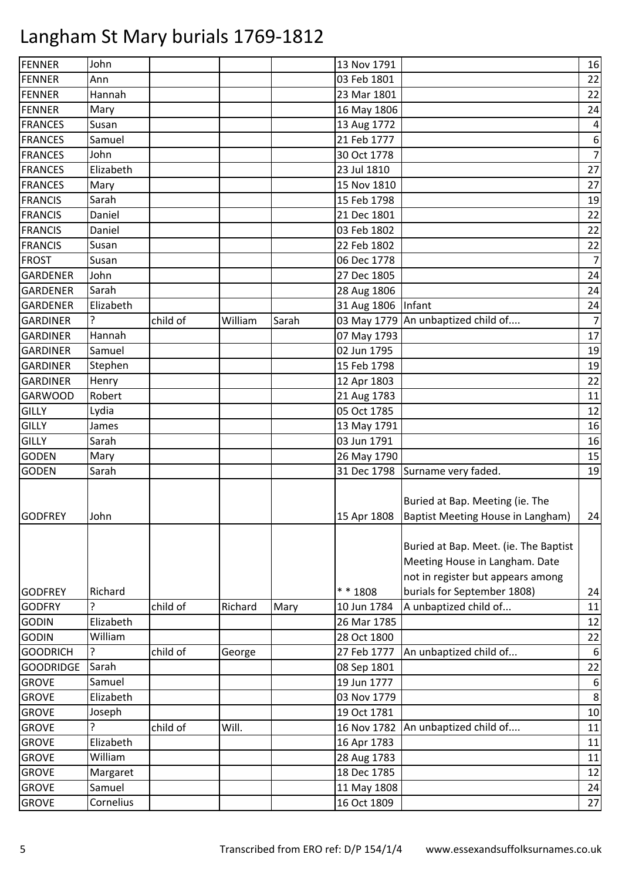# Langham St Mary burials 1769-1812

| | | | | | | | |
|---|---|---|---|---|---|---|---|
| FENNER | John | | | | 13 Nov 1791 | | 16 |
| FENNER | Ann | | | | 03 Feb 1801 | | 22 |
| FENNER | Hannah | | | | 23 Mar 1801 | | 22 |
| FENNER | Mary | | | | 16 May 1806 | | 24 |
| FRANCES | Susan | | | | 13 Aug 1772 | | 4 |
| FRANCES | Samuel | | | | 21 Feb 1777 | | 6 |
| FRANCES | John | | | | 30 Oct 1778 | | 7 |
| FRANCES | Elizabeth | | | | 23 Jul 1810 | | 27 |
| FRANCES | Mary | | | | 15 Nov 1810 | | 27 |
| FRANCIS | Sarah | | | | 15 Feb 1798 | | 19 |
| FRANCIS | Daniel | | | | 21 Dec 1801 | | 22 |
| FRANCIS | Daniel | | | | 03 Feb 1802 | | 22 |
| FRANCIS | Susan | | | | 22 Feb 1802 | | 22 |
| FROST | Susan | | | | 06 Dec 1778 | | 7 |
| GARDENER | John | | | | 27 Dec 1805 | | 24 |
| GARDENER | Sarah | | | | 28 Aug 1806 | | 24 |
| GARDENER | Elizabeth | | | | 31 Aug 1806 | Infant | 24 |
| GARDINER | ? | child of | William | Sarah | 03 May 1779 | An unbaptized child of.... | 7 |
| GARDINER | Hannah | | | | 07 May 1793 | | 17 |
| GARDINER | Samuel | | | | 02 Jun 1795 | | 19 |
| GARDINER | Stephen | | | | 15 Feb 1798 | | 19 |
| GARDINER | Henry | | | | 12 Apr 1803 | | 22 |
| GARWOOD | Robert | | | | 21 Aug 1783 | | 11 |
| GILLY | Lydia | | | | 05 Oct 1785 | | 12 |
| GILLY | James | | | | 13 May 1791 | | 16 |
| GILLY | Sarah | | | | 03 Jun 1791 | | 16 |
| GODEN | Mary | | | | 26 May 1790 | | 15 |
| GODEN | Sarah | | | | 31 Dec 1798 | Surname very faded. | 19 |
| GODFREY | John | | | | 15 Apr 1808 | Buried at Bap. Meeting (ie. The Baptist Meeting House in Langham) | 24 |
| GODFREY | Richard | | | | * * 1808 | Buried at Bap. Meet. (ie. The Baptist Meeting House in Langham. Date not in register but appears among burials for September 1808) | 24 |
| GODFRY | ? | child of | Richard | Mary | 10 Jun 1784 | A unbaptized child of... | 11 |
| GODIN | Elizabeth | | | | 26 Mar 1785 | | 12 |
| GODIN | William | | | | 28 Oct 1800 | | 22 |
| GOODRICH | ? | child of | George | | 27 Feb 1777 | An unbaptized child of... | 6 |
| GOODRIDGE | Sarah | | | | 08 Sep 1801 | | 22 |
| GROVE | Samuel | | | | 19 Jun 1777 | | 6 |
| GROVE | Elizabeth | | | | 03 Nov 1779 | | 8 |
| GROVE | Joseph | | | | 19 Oct 1781 | | 10 |
| GROVE | ? | child of | Will. | | 16 Nov 1782 | An unbaptized child of.... | 11 |
| GROVE | Elizabeth | | | | 16 Apr 1783 | | 11 |
| GROVE | William | | | | 28 Aug 1783 | | 11 |
| GROVE | Margaret | | | | 18 Dec 1785 | | 12 |
| GROVE | Samuel | | | | 11 May 1808 | | 24 |
| GROVE | Cornelius | | | | 16 Oct 1809 | | 27 |

Transcribed from ERO ref: D/P 154/1/4 www.essexandsuffolksurnames.co.uk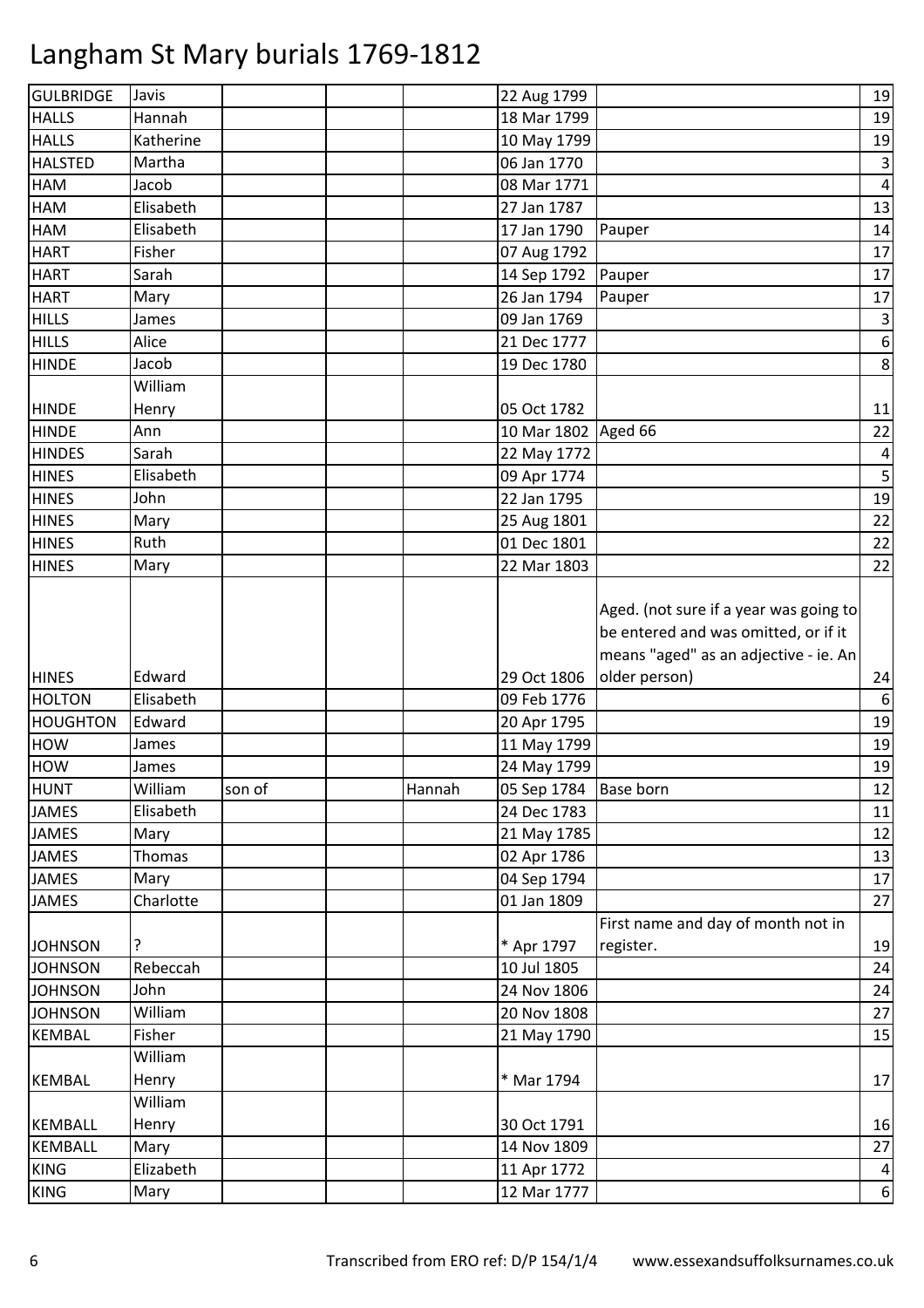# Langham St Mary burials 1769-1812

| | | | | | | | |
|---|---|---|---|---|---|---|---|
| GULBRIDGE | Javis | | | | 22 Aug 1799 | | 19 |
| HALLS | Hannah | | | | 18 Mar 1799 | | 19 |
| HALLS | Katherine | | | | 10 May 1799 | | 19 |
| HALSTED | Martha | | | | 06 Jan 1770 | | 3 |
| HAM | Jacob | | | | 08 Mar 1771 | | 4 |
| HAM | Elisabeth | | | | 27 Jan 1787 | | 13 |
| HAM | Elisabeth | | | | 17 Jan 1790 | Pauper | 14 |
| HART | Fisher | | | | 07 Aug 1792 | | 17 |
| HART | Sarah | | | | 14 Sep 1792 | Pauper | 17 |
| HART | Mary | | | | 26 Jan 1794 | Pauper | 17 |
| HILLS | James | | | | 09 Jan 1769 | | 3 |
| HILLS | Alice | | | | 21 Dec 1777 | | 6 |
| HINDE | Jacob | | | | 19 Dec 1780 | | 8 |
| HINDE | William Henry | | | | 05 Oct 1782 | | 11 |
| HINDE | Ann | | | | 10 Mar 1802 | Aged 66 | 22 |
| HINDES | Sarah | | | | 22 May 1772 | | 4 |
| HINES | Elisabeth | | | | 09 Apr 1774 | | 5 |
| HINES | John | | | | 22 Jan 1795 | | 19 |
| HINES | Mary | | | | 25 Aug 1801 | | 22 |
| HINES | Ruth | | | | 01 Dec 1801 | | 22 |
| HINES | Mary | | | | 22 Mar 1803 | | 22 |
| HINES | Edward | | | | 29 Oct 1806 | Aged. (not sure if a year was going to be entered and was omitted, or if it means "aged" as an adjective - ie. An older person) | 24 |
| HOLTON | Elisabeth | | | | 09 Feb 1776 | | 6 |
| HOUGHTON | Edward | | | | 20 Apr 1795 | | 19 |
| HOW | James | | | | 11 May 1799 | | 19 |
| HOW | James | | | | 24 May 1799 | | 19 |
| HUNT | William | son of | | Hannah | 05 Sep 1784 | Base born | 12 |
| JAMES | Elisabeth | | | | 24 Dec 1783 | | 11 |
| JAMES | Mary | | | | 21 May 1785 | | 12 |
| JAMES | Thomas | | | | 02 Apr 1786 | | 13 |
| JAMES | Mary | | | | 04 Sep 1794 | | 17 |
| JAMES | Charlotte | | | | 01 Jan 1809 | | 27 |
| JOHNSON | ? | | | | * Apr 1797 | First name and day of month not in register. | 19 |
| JOHNSON | Rebeccah | | | | 10 Jul 1805 | | 24 |
| JOHNSON | John | | | | 24 Nov 1806 | | 24 |
| JOHNSON | William | | | | 20 Nov 1808 | | 27 |
| KEMBAL | Fisher | | | | 21 May 1790 | | 15 |
| KEMBAL | William Henry | | | | * Mar 1794 | | 17 |
| KEMBALL | William Henry | | | | 30 Oct 1791 | | 16 |
| KEMBALL | Mary | | | | 14 Nov 1809 | | 27 |
| KING | Elizabeth | | | | 11 Apr 1772 | | 4 |
| KING | Mary | | | | 12 Mar 1777 | | 6 |

Transcribed from ERO ref: D/P 154/1/4 www.essexandsuffolksurnames.co.uk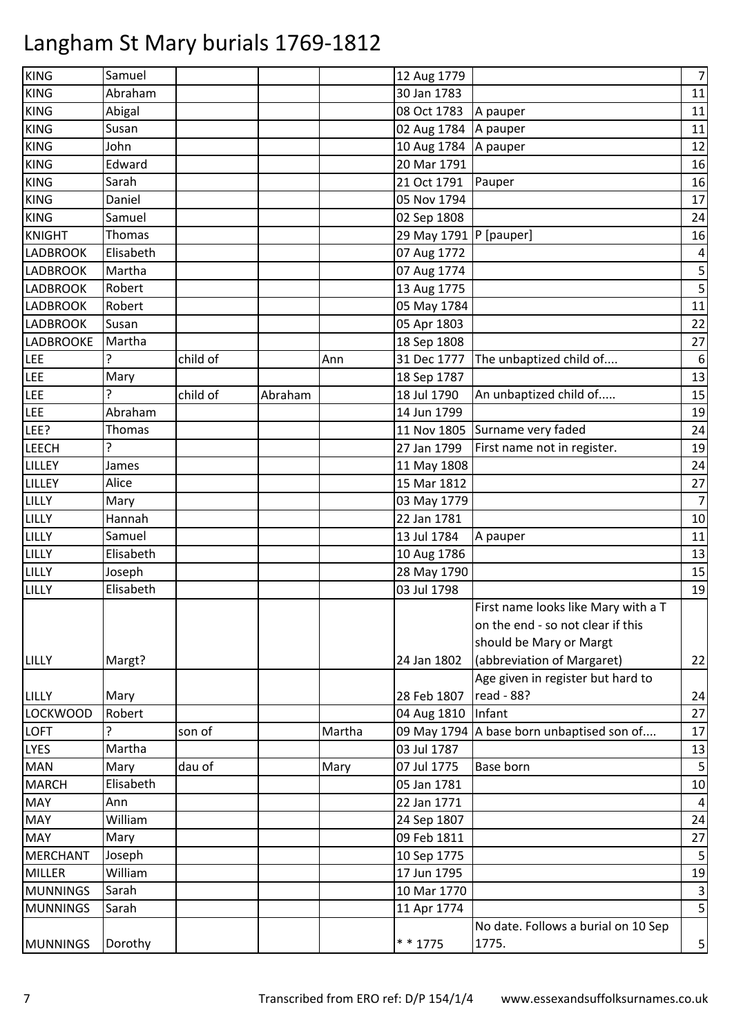# Langham St Mary burials 1769-1812

| | | | | | | | |
|---|---|---|---|---|---|---|---|
| KING | Samuel | | | | 12 Aug 1779 | | 7 |
| KING | Abraham | | | | 30 Jan 1783 | | 11 |
| KING | Abigal | | | | 08 Oct 1783 | A pauper | 11 |
| KING | Susan | | | | 02 Aug 1784 | A pauper | 11 |
| KING | John | | | | 10 Aug 1784 | A pauper | 12 |
| KING | Edward | | | | 20 Mar 1791 | | 16 |
| KING | Sarah | | | | 21 Oct 1791 | Pauper | 16 |
| KING | Daniel | | | | 05 Nov 1794 | | 17 |
| KING | Samuel | | | | 02 Sep 1808 | | 24 |
| KNIGHT | Thomas | | | | 29 May 1791 | P [pauper] | 16 |
| LADBROOK | Elisabeth | | | | 07 Aug 1772 | | 4 |
| LADBROOK | Martha | | | | 07 Aug 1774 | | 5 |
| LADBROOK | Robert | | | | 13 Aug 1775 | | 5 |
| LADBROOK | Robert | | | | 05 May 1784 | | 11 |
| LADBROOK | Susan | | | | 05 Apr 1803 | | 22 |
| LADBROOKE | Martha | | | | 18 Sep 1808 | | 27 |
| LEE | ? | child of | | Ann | 31 Dec 1777 | The unbaptized child of.... | 6 |
| LEE | Mary | | | | 18 Sep 1787 | | 13 |
| LEE | ? | child of | Abraham | | 18 Jul 1790 | An unbaptized child of..... | 15 |
| LEE | Abraham | | | | 14 Jun 1799 | | 19 |
| LEE? | Thomas | | | | 11 Nov 1805 | Surname very faded | 24 |
| LEECH | ? | | | | 27 Jan 1799 | First name not in register. | 19 |
| LILLEY | James | | | | 11 May 1808 | | 24 |
| LILLEY | Alice | | | | 15 Mar 1812 | | 27 |
| LILLY | Mary | | | | 03 May 1779 | | 7 |
| LILLY | Hannah | | | | 22 Jan 1781 | | 10 |
| LILLY | Samuel | | | | 13 Jul 1784 | A pauper | 11 |
| LILLY | Elisabeth | | | | 10 Aug 1786 | | 13 |
| LILLY | Joseph | | | | 28 May 1790 | | 15 |
| LILLY | Elisabeth | | | | 03 Jul 1798 | | 19 |
| LILLY | Margt? | | | | 24 Jan 1802 | First name looks like Mary with a T on the end - so not clear if this should be Mary or Margt (abbreviation of Margaret) | 22 |
| LILLY | Mary | | | | 28 Feb 1807 | Age given in register but hard to read - 88? | 24 |
| LOCKWOOD | Robert | | | | 04 Aug 1810 | Infant | 27 |
| LOFT | ? | son of | | Martha | 09 May 1794 | A base born unbaptised son of.... | 17 |
| LYES | Martha | | | | 03 Jul 1787 | | 13 |
| MAN | Mary | dau of | | Mary | 07 Jul 1775 | Base born | 5 |
| MARCH | Elisabeth | | | | 05 Jan 1781 | | 10 |
| MAY | Ann | | | | 22 Jan 1771 | | 4 |
| MAY | William | | | | 24 Sep 1807 | | 24 |
| MAY | Mary | | | | 09 Feb 1811 | | 27 |
| MERCHANT | Joseph | | | | 10 Sep 1775 | | 5 |
| MILLER | William | | | | 17 Jun 1795 | | 19 |
| MUNNINGS | Sarah | | | | 10 Mar 1770 | | 3 |
| MUNNINGS | Sarah | | | | 11 Apr 1774 | | 5 |
| MUNNINGS | Dorothy | | | | * * 1775 | No date. Follows a burial on 10 Sep 1775. | 5 |

Transcribed from ERO ref: D/P 154/1/4 www.essexandsuffolksurnames.co.uk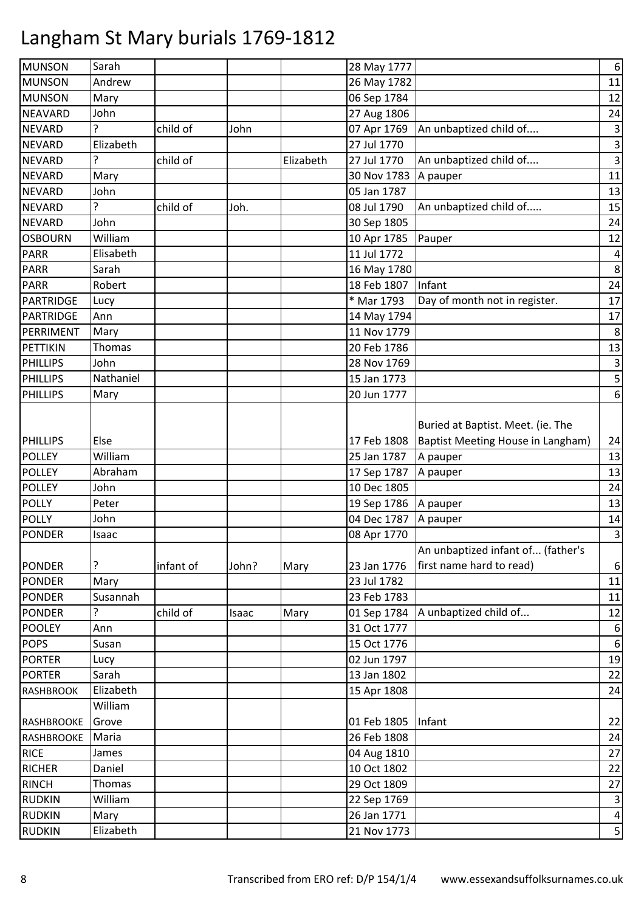# Langham St Mary burials 1769-1812

| | | | | | | | |
|---|---|---|---|---|---|---|---|
| MUNSON | Sarah | | | | 28 May 1777 | | 6 |
| MUNSON | Andrew | | | | 26 May 1782 | | 11 |
| MUNSON | Mary | | | | 06 Sep 1784 | | 12 |
| NEAVARD | John | | | | 27 Aug 1806 | | 24 |
| NEVARD | ? | child of | John | | 07 Apr 1769 | An unbaptized child of.... | 3 |
| NEVARD | Elizabeth | | | | 27 Jul 1770 | | 3 |
| NEVARD | ? | child of | | Elizabeth | 27 Jul 1770 | An unbaptized child of.... | 3 |
| NEVARD | Mary | | | | 30 Nov 1783 | A pauper | 11 |
| NEVARD | John | | | | 05 Jan 1787 | | 13 |
| NEVARD | ? | child of | Joh. | | 08 Jul 1790 | An unbaptized child of..... | 15 |
| NEVARD | John | | | | 30 Sep 1805 | | 24 |
| OSBOURN | William | | | | 10 Apr 1785 | Pauper | 12 |
| PARR | Elisabeth | | | | 11 Jul 1772 | | 4 |
| PARR | Sarah | | | | 16 May 1780 | | 8 |
| PARR | Robert | | | | 18 Feb 1807 | Infant | 24 |
| PARTRIDGE | Lucy | | | | * Mar 1793 | Day of month not in register. | 17 |
| PARTRIDGE | Ann | | | | 14 May 1794 | | 17 |
| PERRIMENT | Mary | | | | 11 Nov 1779 | | 8 |
| PETTIKIN | Thomas | | | | 20 Feb 1786 | | 13 |
| PHILLIPS | John | | | | 28 Nov 1769 | | 3 |
| PHILLIPS | Nathaniel | | | | 15 Jan 1773 | | 5 |
| PHILLIPS | Mary | | | | 20 Jun 1777 | | 6 |
| PHILLIPS | Else | | | | 17 Feb 1808 | Buried at Baptist. Meet. (ie. The Baptist Meeting House in Langham) | 24 |
| POLLEY | William | | | | 25 Jan 1787 | A pauper | 13 |
| POLLEY | Abraham | | | | 17 Sep 1787 | A pauper | 13 |
| POLLEY | John | | | | 10 Dec 1805 | | 24 |
| POLLY | Peter | | | | 19 Sep 1786 | A pauper | 13 |
| POLLY | John | | | | 04 Dec 1787 | A pauper | 14 |
| PONDER | Isaac | | | | 08 Apr 1770 | | 3 |
| PONDER | ? | infant of | John? | Mary | 23 Jan 1776 | An unbaptized infant of... (father's first name hard to read) | 6 |
| PONDER | Mary | | | | 23 Jul 1782 | | 11 |
| PONDER | Susannah | | | | 23 Feb 1783 | | 11 |
| PONDER | ? | child of | Isaac | Mary | 01 Sep 1784 | A unbaptized child of... | 12 |
| POOLEY | Ann | | | | 31 Oct 1777 | | 6 |
| POPS | Susan | | | | 15 Oct 1776 | | 6 |
| PORTER | Lucy | | | | 02 Jun 1797 | | 19 |
| PORTER | Sarah | | | | 13 Jan 1802 | | 22 |
| RASHBROOK | Elizabeth | | | | 15 Apr 1808 | | 24 |
| RASHBROOKE | William Grove | | | | 01 Feb 1805 | Infant | 22 |
| RASHBROOKE | Maria | | | | 26 Feb 1808 | | 24 |
| RICE | James | | | | 04 Aug 1810 | | 27 |
| RICHER | Daniel | | | | 10 Oct 1802 | | 22 |
| RINCH | Thomas | | | | 29 Oct 1809 | | 27 |
| RUDKIN | William | | | | 22 Sep 1769 | | 3 |
| RUDKIN | Mary | | | | 26 Jan 1771 | | 4 |
| RUDKIN | Elizabeth | | | | 21 Nov 1773 | | 5 |

Transcribed from ERO ref: D/P 154/1/4 www.essexandsuffolksurnames.co.uk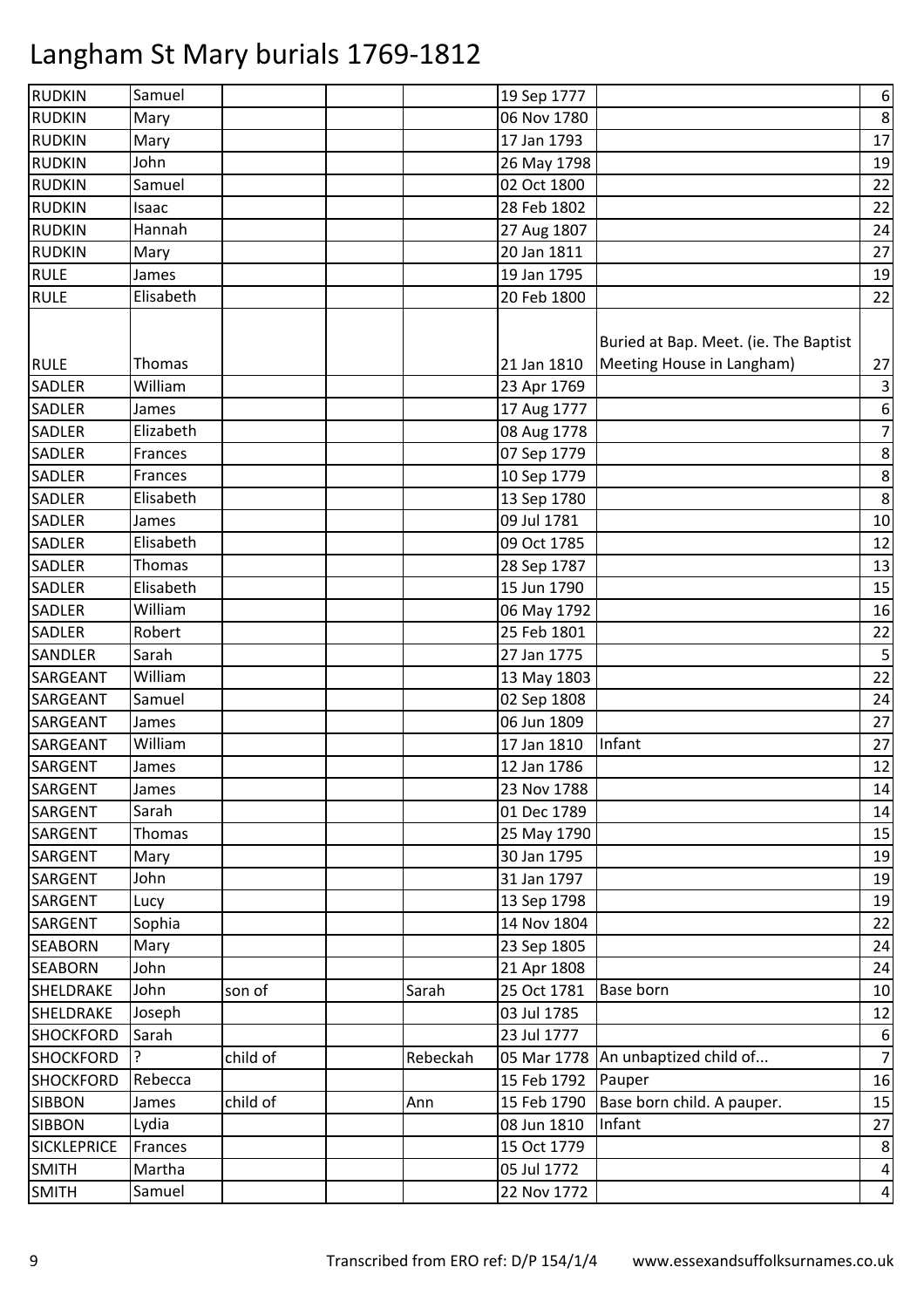# Langham St Mary burials 1769-1812

| | | | | | | | |
|---|---|---|---|---|---|---|---|
| RUDKIN | Samuel | | | | 19 Sep 1777 | | 6 |
| RUDKIN | Mary | | | | 06 Nov 1780 | | 8 |
| RUDKIN | Mary | | | | 17 Jan 1793 | | 17 |
| RUDKIN | John | | | | 26 May 1798 | | 19 |
| RUDKIN | Samuel | | | | 02 Oct 1800 | | 22 |
| RUDKIN | Isaac | | | | 28 Feb 1802 | | 22 |
| RUDKIN | Hannah | | | | 27 Aug 1807 | | 24 |
| RUDKIN | Mary | | | | 20 Jan 1811 | | 27 |
| RULE | James | | | | 19 Jan 1795 | | 19 |
| RULE | Elisabeth | | | | 20 Feb 1800 | | 22 |
| RULE | Thomas | | | | 21 Jan 1810 | Buried at Bap. Meet. (ie. The Baptist Meeting House in Langham) | 27 |
| SADLER | William | | | | 23 Apr 1769 | | 3 |
| SADLER | James | | | | 17 Aug 1777 | | 6 |
| SADLER | Elizabeth | | | | 08 Aug 1778 | | 7 |
| SADLER | Frances | | | | 07 Sep 1779 | | 8 |
| SADLER | Frances | | | | 10 Sep 1779 | | 8 |
| SADLER | Elisabeth | | | | 13 Sep 1780 | | 8 |
| SADLER | James | | | | 09 Jul 1781 | | 10 |
| SADLER | Elisabeth | | | | 09 Oct 1785 | | 12 |
| SADLER | Thomas | | | | 28 Sep 1787 | | 13 |
| SADLER | Elisabeth | | | | 15 Jun 1790 | | 15 |
| SADLER | William | | | | 06 May 1792 | | 16 |
| SADLER | Robert | | | | 25 Feb 1801 | | 22 |
| SANDLER | Sarah | | | | 27 Jan 1775 | | 5 |
| SARGEANT | William | | | | 13 May 1803 | | 22 |
| SARGEANT | Samuel | | | | 02 Sep 1808 | | 24 |
| SARGEANT | James | | | | 06 Jun 1809 | | 27 |
| SARGEANT | William | | | | 17 Jan 1810 | Infant | 27 |
| SARGENT | James | | | | 12 Jan 1786 | | 12 |
| SARGENT | James | | | | 23 Nov 1788 | | 14 |
| SARGENT | Sarah | | | | 01 Dec 1789 | | 14 |
| SARGENT | Thomas | | | | 25 May 1790 | | 15 |
| SARGENT | Mary | | | | 30 Jan 1795 | | 19 |
| SARGENT | John | | | | 31 Jan 1797 | | 19 |
| SARGENT | Lucy | | | | 13 Sep 1798 | | 19 |
| SARGENT | Sophia | | | | 14 Nov 1804 | | 22 |
| SEABORN | Mary | | | | 23 Sep 1805 | | 24 |
| SEABORN | John | | | | 21 Apr 1808 | | 24 |
| SHELDRAKE | John | son of | | Sarah | 25 Oct 1781 | Base born | 10 |
| SHELDRAKE | Joseph | | | | 03 Jul 1785 | | 12 |
| SHOCKFORD | Sarah | | | | 23 Jul 1777 | | 6 |
| SHOCKFORD | ? | child of | | Rebeckah | 05 Mar 1778 | An unbaptized child of... | 7 |
| SHOCKFORD | Rebecca | | | | 15 Feb 1792 | Pauper | 16 |
| SIBBON | James | child of | | Ann | 15 Feb 1790 | Base born child. A pauper. | 15 |
| SIBBON | Lydia | | | | 08 Jun 1810 | Infant | 27 |
| SICKLEPRICE | Frances | | | | 15 Oct 1779 | | 8 |
| SMITH | Martha | | | | 05 Jul 1772 | | 4 |
| SMITH | Samuel | | | | 22 Nov 1772 | | 4 |

Transcribed from ERO ref: D/P 154/1/4 www.essexandsuffolksurnames.co.uk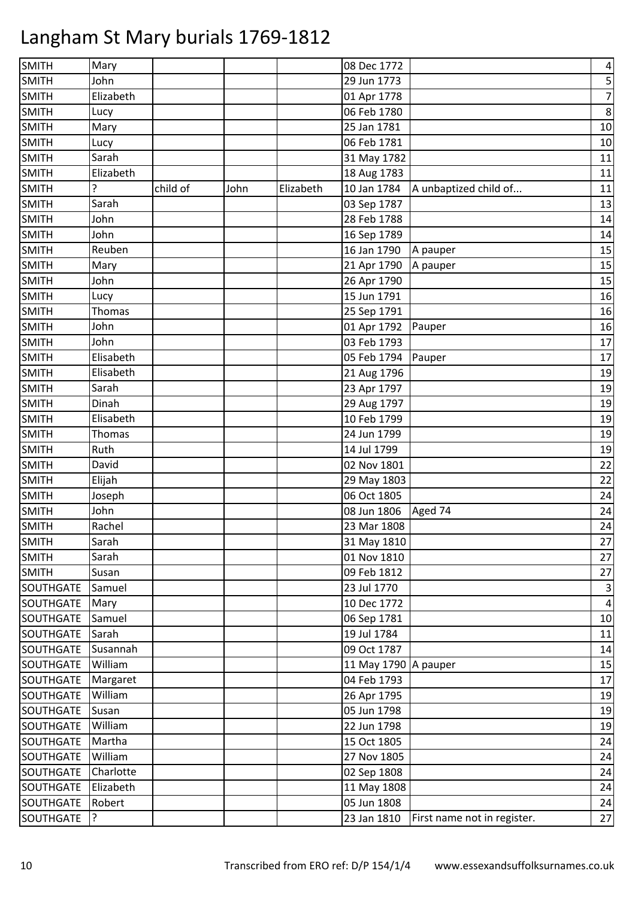# Langham St Mary burials 1769-1812

| | | | | | | | |
|---|---|---|---|---|---|---|---|
| SMITH | Mary | | | | 08 Dec 1772 | | 4 |
| SMITH | John | | | | 29 Jun 1773 | | 5 |
| SMITH | Elizabeth | | | | 01 Apr 1778 | | 7 |
| SMITH | Lucy | | | | 06 Feb 1780 | | 8 |
| SMITH | Mary | | | | 25 Jan 1781 | | 10 |
| SMITH | Lucy | | | | 06 Feb 1781 | | 10 |
| SMITH | Sarah | | | | 31 May 1782 | | 11 |
| SMITH | Elizabeth | | | | 18 Aug 1783 | | 11 |
| SMITH | ? | child of | John | Elizabeth | 10 Jan 1784 | A unbaptized child of... | 11 |
| SMITH | Sarah | | | | 03 Sep 1787 | | 13 |
| SMITH | John | | | | 28 Feb 1788 | | 14 |
| SMITH | John | | | | 16 Sep 1789 | | 14 |
| SMITH | Reuben | | | | 16 Jan 1790 | A pauper | 15 |
| SMITH | Mary | | | | 21 Apr 1790 | A pauper | 15 |
| SMITH | John | | | | 26 Apr 1790 | | 15 |
| SMITH | Lucy | | | | 15 Jun 1791 | | 16 |
| SMITH | Thomas | | | | 25 Sep 1791 | | 16 |
| SMITH | John | | | | 01 Apr 1792 | Pauper | 16 |
| SMITH | John | | | | 03 Feb 1793 | | 17 |
| SMITH | Elisabeth | | | | 05 Feb 1794 | Pauper | 17 |
| SMITH | Elisabeth | | | | 21 Aug 1796 | | 19 |
| SMITH | Sarah | | | | 23 Apr 1797 | | 19 |
| SMITH | Dinah | | | | 29 Aug 1797 | | 19 |
| SMITH | Elisabeth | | | | 10 Feb 1799 | | 19 |
| SMITH | Thomas | | | | 24 Jun 1799 | | 19 |
| SMITH | Ruth | | | | 14 Jul 1799 | | 19 |
| SMITH | David | | | | 02 Nov 1801 | | 22 |
| SMITH | Elijah | | | | 29 May 1803 | | 22 |
| SMITH | Joseph | | | | 06 Oct 1805 | | 24 |
| SMITH | John | | | | 08 Jun 1806 | Aged 74 | 24 |
| SMITH | Rachel | | | | 23 Mar 1808 | | 24 |
| SMITH | Sarah | | | | 31 May 1810 | | 27 |
| SMITH | Sarah | | | | 01 Nov 1810 | | 27 |
| SMITH | Susan | | | | 09 Feb 1812 | | 27 |
| SOUTHGATE | Samuel | | | | 23 Jul 1770 | | 3 |
| SOUTHGATE | Mary | | | | 10 Dec 1772 | | 4 |
| SOUTHGATE | Samuel | | | | 06 Sep 1781 | | 10 |
| SOUTHGATE | Sarah | | | | 19 Jul 1784 | | 11 |
| SOUTHGATE | Susannah | | | | 09 Oct 1787 | | 14 |
| SOUTHGATE | William | | | | 11 May 1790 | A pauper | 15 |
| SOUTHGATE | Margaret | | | | 04 Feb 1793 | | 17 |
| SOUTHGATE | William | | | | 26 Apr 1795 | | 19 |
| SOUTHGATE | Susan | | | | 05 Jun 1798 | | 19 |
| SOUTHGATE | William | | | | 22 Jun 1798 | | 19 |
| SOUTHGATE | Martha | | | | 15 Oct 1805 | | 24 |
| SOUTHGATE | William | | | | 27 Nov 1805 | | 24 |
| SOUTHGATE | Charlotte | | | | 02 Sep 1808 | | 24 |
| SOUTHGATE | Elizabeth | | | | 11 May 1808 | | 24 |
| SOUTHGATE | Robert | | | | 05 Jun 1808 | | 24 |
| SOUTHGATE | ? | | | | 23 Jan 1810 | First name not in register. | 27 |

Transcribed from ERO ref: D/P 154/1/4 www.essexandsuffolksurnames.co.uk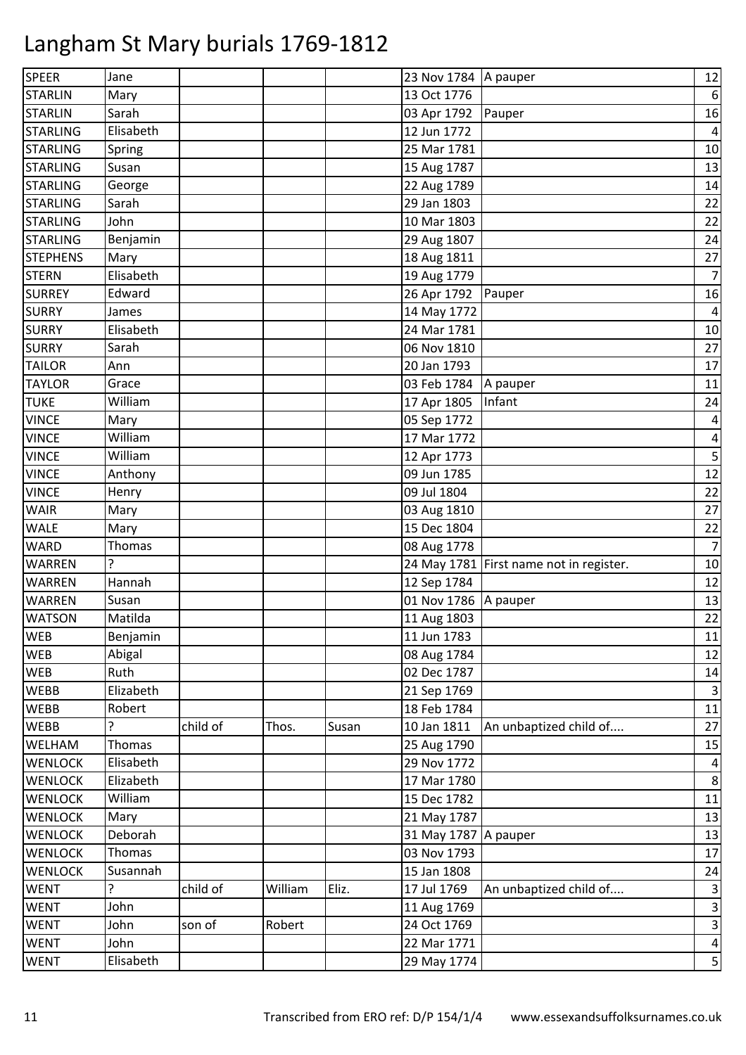# Langham St Mary burials 1769-1812

| | | | | | | | |
|---|---|---|---|---|---|---|---|
| SPEER | Jane | | | | 23 Nov 1784 | A pauper | 12 |
| STARLIN | Mary | | | | 13 Oct 1776 | | 6 |
| STARLIN | Sarah | | | | 03 Apr 1792 | Pauper | 16 |
| STARLING | Elisabeth | | | | 12 Jun 1772 | | 4 |
| STARLING | Spring | | | | 25 Mar 1781 | | 10 |
| STARLING | Susan | | | | 15 Aug 1787 | | 13 |
| STARLING | George | | | | 22 Aug 1789 | | 14 |
| STARLING | Sarah | | | | 29 Jan 1803 | | 22 |
| STARLING | John | | | | 10 Mar 1803 | | 22 |
| STARLING | Benjamin | | | | 29 Aug 1807 | | 24 |
| STEPHENS | Mary | | | | 18 Aug 1811 | | 27 |
| STERN | Elisabeth | | | | 19 Aug 1779 | | 7 |
| SURREY | Edward | | | | 26 Apr 1792 | Pauper | 16 |
| SURRY | James | | | | 14 May 1772 | | 4 |
| SURRY | Elisabeth | | | | 24 Mar 1781 | | 10 |
| SURRY | Sarah | | | | 06 Nov 1810 | | 27 |
| TAILOR | Ann | | | | 20 Jan 1793 | | 17 |
| TAYLOR | Grace | | | | 03 Feb 1784 | A pauper | 11 |
| TUKE | William | | | | 17 Apr 1805 | Infant | 24 |
| VINCE | Mary | | | | 05 Sep 1772 | | 4 |
| VINCE | William | | | | 17 Mar 1772 | | 4 |
| VINCE | William | | | | 12 Apr 1773 | | 5 |
| VINCE | Anthony | | | | 09 Jun 1785 | | 12 |
| VINCE | Henry | | | | 09 Jul 1804 | | 22 |
| WAIR | Mary | | | | 03 Aug 1810 | | 27 |
| WALE | Mary | | | | 15 Dec 1804 | | 22 |
| WARD | Thomas | | | | 08 Aug 1778 | | 7 |
| WARREN | ? | | | | 24 May 1781 | First name not in register. | 10 |
| WARREN | Hannah | | | | 12 Sep 1784 | | 12 |
| WARREN | Susan | | | | 01 Nov 1786 | A pauper | 13 |
| WATSON | Matilda | | | | 11 Aug 1803 | | 22 |
| WEB | Benjamin | | | | 11 Jun 1783 | | 11 |
| WEB | Abigal | | | | 08 Aug 1784 | | 12 |
| WEB | Ruth | | | | 02 Dec 1787 | | 14 |
| WEBB | Elizabeth | | | | 21 Sep 1769 | | 3 |
| WEBB | Robert | | | | 18 Feb 1784 | | 11 |
| WEBB | ? | child of | Thos. | Susan | 10 Jan 1811 | An unbaptized child of.... | 27 |
| WELHAM | Thomas | | | | 25 Aug 1790 | | 15 |
| WENLOCK | Elisabeth | | | | 29 Nov 1772 | | 4 |
| WENLOCK | Elizabeth | | | | 17 Mar 1780 | | 8 |
| WENLOCK | William | | | | 15 Dec 1782 | | 11 |
| WENLOCK | Mary | | | | 21 May 1787 | | 13 |
| WENLOCK | Deborah | | | | 31 May 1787 | A pauper | 13 |
| WENLOCK | Thomas | | | | 03 Nov 1793 | | 17 |
| WENLOCK | Susannah | | | | 15 Jan 1808 | | 24 |
| WENT | ? | child of | William | Eliz. | 17 Jul 1769 | An unbaptized child of.... | 3 |
| WENT | John | | | | 11 Aug 1769 | | 3 |
| WENT | John | son of | Robert | | 24 Oct 1769 | | 3 |
| WENT | John | | | | 22 Mar 1771 | | 4 |
| WENT | Elisabeth | | | | 29 May 1774 | | 5 |

Transcribed from ERO ref: D/P 154/1/4    www.essexandsuffolksurnames.co.uk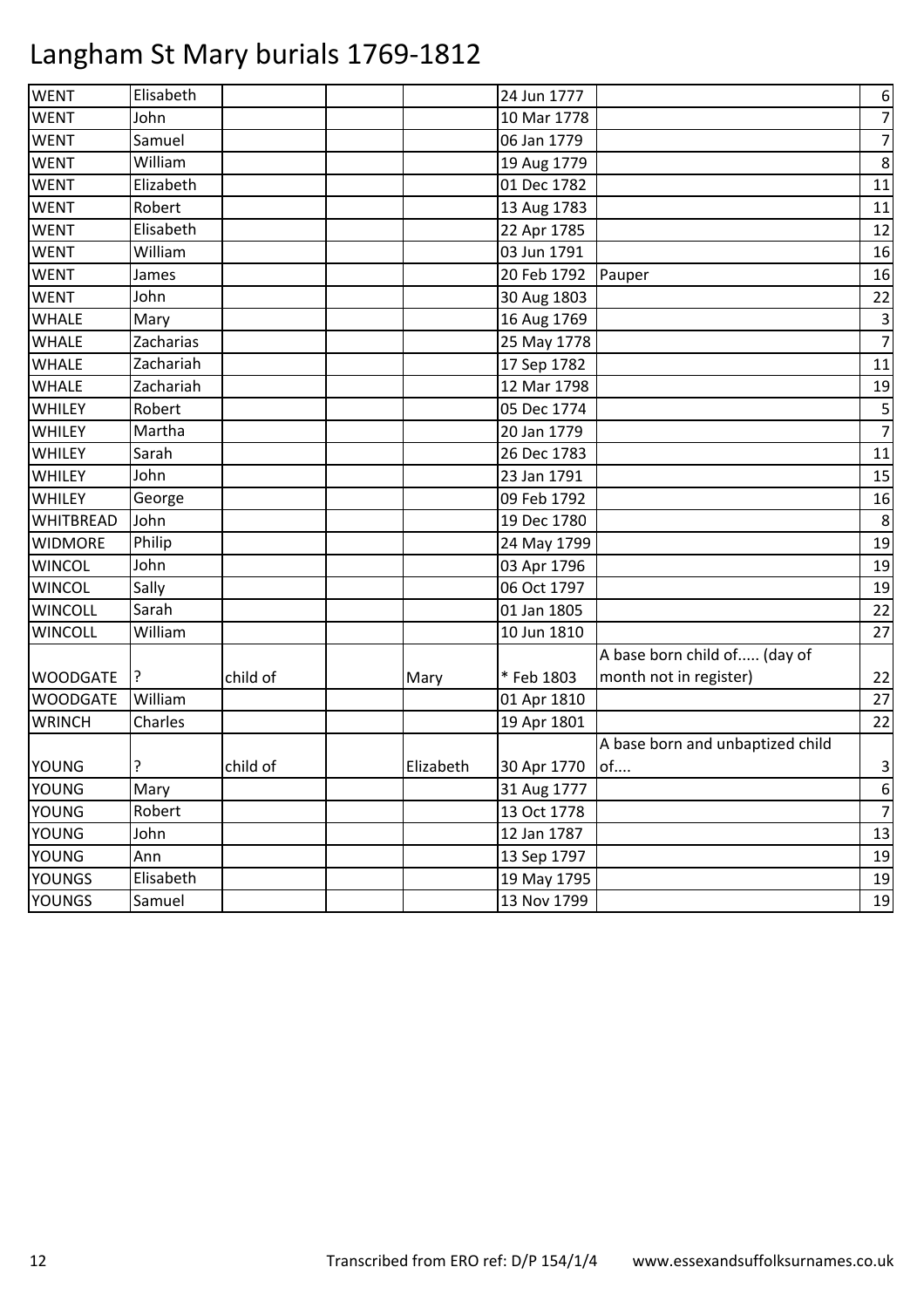# Langham St Mary burials 1769-1812

| | | | | | | | |
|---|---|---|---|---|---|---|---|
| WENT | Elisabeth | | | | 24 Jun 1777 | | 6 |
| WENT | John | | | | 10 Mar 1778 | | 7 |
| WENT | Samuel | | | | 06 Jan 1779 | | 7 |
| WENT | William | | | | 19 Aug 1779 | | 8 |
| WENT | Elizabeth | | | | 01 Dec 1782 | | 11 |
| WENT | Robert | | | | 13 Aug 1783 | | 11 |
| WENT | Elisabeth | | | | 22 Apr 1785 | | 12 |
| WENT | William | | | | 03 Jun 1791 | | 16 |
| WENT | James | | | | 20 Feb 1792 | Pauper | 16 |
| WENT | John | | | | 30 Aug 1803 | | 22 |
| WHALE | Mary | | | | 16 Aug 1769 | | 3 |
| WHALE | Zacharias | | | | 25 May 1778 | | 7 |
| WHALE | Zachariah | | | | 17 Sep 1782 | | 11 |
| WHALE | Zachariah | | | | 12 Mar 1798 | | 19 |
| WHILEY | Robert | | | | 05 Dec 1774 | | 5 |
| WHILEY | Martha | | | | 20 Jan 1779 | | 7 |
| WHILEY | Sarah | | | | 26 Dec 1783 | | 11 |
| WHILEY | John | | | | 23 Jan 1791 | | 15 |
| WHILEY | George | | | | 09 Feb 1792 | | 16 |
| WHITBREAD | John | | | | 19 Dec 1780 | | 8 |
| WIDMORE | Philip | | | | 24 May 1799 | | 19 |
| WINCOL | John | | | | 03 Apr 1796 | | 19 |
| WINCOL | Sally | | | | 06 Oct 1797 | | 19 |
| WINCOLL | Sarah | | | | 01 Jan 1805 | | 22 |
| WINCOLL | William | | | | 10 Jun 1810 | | 27 |
| WOODGATE | ? | child of | | Mary | * Feb 1803 | A base born child of..... (day of month not in register) | 22 |
| WOODGATE | William | | | | 01 Apr 1810 | | 27 |
| WRINCH | Charles | | | | 19 Apr 1801 | | 22 |
| YOUNG | ? | child of | | Elizabeth | 30 Apr 1770 | A base born and unbaptized child of.... | 3 |
| YOUNG | Mary | | | | 31 Aug 1777 | | 6 |
| YOUNG | Robert | | | | 13 Oct 1778 | | 7 |
| YOUNG | John | | | | 12 Jan 1787 | | 13 |
| YOUNG | Ann | | | | 13 Sep 1797 | | 19 |
| YOUNGS | Elisabeth | | | | 19 May 1795 | | 19 |
| YOUNGS | Samuel | | | | 13 Nov 1799 | | 19 |

Transcribed from ERO ref: D/P 154/1/4 www.essexandsuffolksurnames.co.uk